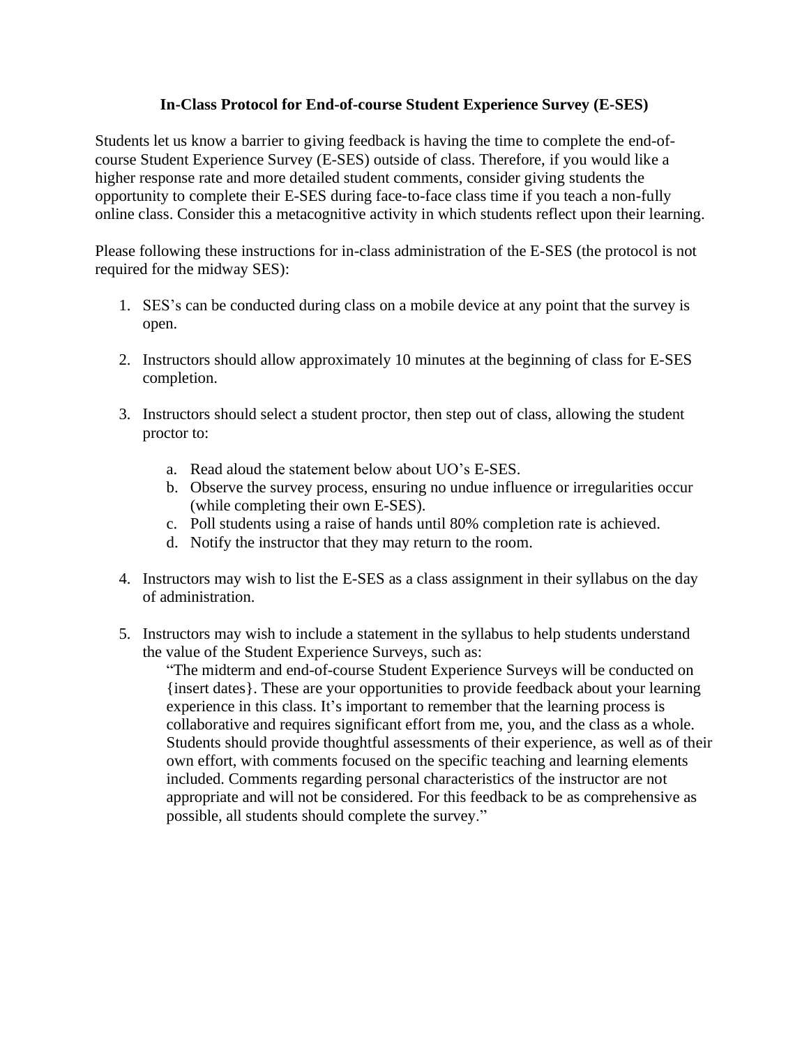**In-Class Protocol for End-of-course Student Experience Survey (E-SES)**

Students let us know a barrier to giving feedback is having the time to complete the end-of-course Student Experience Survey (E-SES) outside of class. Therefore, if you would like a higher response rate and more detailed student comments, consider giving students the opportunity to complete their E-SES during face-to-face class time if you teach a non-fully online class. Consider this a metacognitive activity in which students reflect upon their learning.

Please following these instructions for in-class administration of the E-SES (the protocol is not required for the midway SES):

1. SES's can be conducted during class on a mobile device at any point that the survey is open.

2. Instructors should allow approximately 10 minutes at the beginning of class for E-SES completion.

3. Instructors should select a student proctor, then step out of class, allowing the student proctor to:

    a. Read aloud the statement below about UO's E-SES.
    b. Observe the survey process, ensuring no undue influence or irregularities occur (while completing their own E-SES).
    c. Poll students using a raise of hands until 80% completion rate is achieved.
    d. Notify the instructor that they may return to the room.

4. Instructors may wish to list the E-SES as a class assignment in their syllabus on the day of administration.

5. Instructors may wish to include a statement in the syllabus to help students understand the value of the Student Experience Surveys, such as:

    "The midterm and end-of-course Student Experience Surveys will be conducted on {insert dates}. These are your opportunities to provide feedback about your learning experience in this class. It's important to remember that the learning process is collaborative and requires significant effort from me, you, and the class as a whole. Students should provide thoughtful assessments of their experience, as well as of their own effort, with comments focused on the specific teaching and learning elements included. Comments regarding personal characteristics of the instructor are not appropriate and will not be considered. For this feedback to be as comprehensive as possible, all students should complete the survey."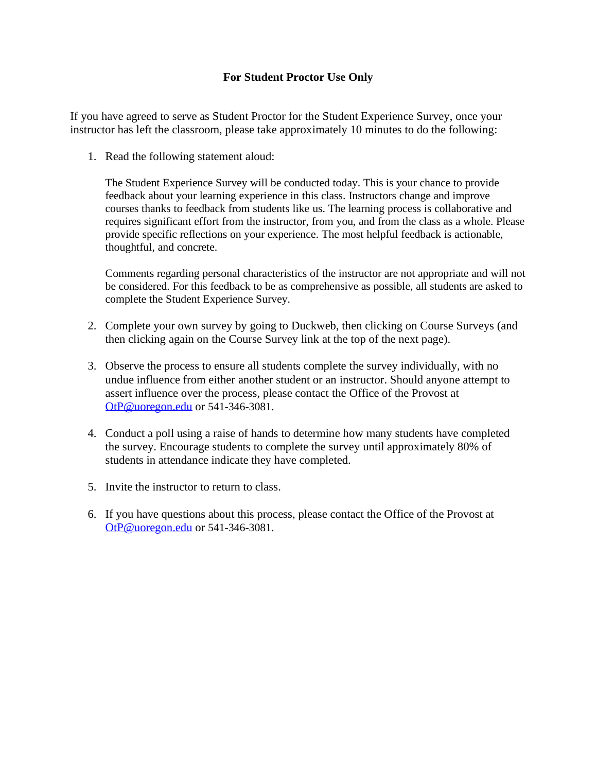**For Student Proctor Use Only**

If you have agreed to serve as Student Proctor for the Student Experience Survey, once your instructor has left the classroom, please take approximately 10 minutes to do the following:

1. Read the following statement aloud:

   The Student Experience Survey will be conducted today. This is your chance to provide feedback about your learning experience in this class. Instructors change and improve courses thanks to feedback from students like us. The learning process is collaborative and requires significant effort from the instructor, from you, and from the class as a whole. Please provide specific reflections on your experience. The most helpful feedback is actionable, thoughtful, and concrete.

   Comments regarding personal characteristics of the instructor are not appropriate and will not be considered. For this feedback to be as comprehensive as possible, all students are asked to complete the Student Experience Survey.

2. Complete your own survey by going to Duckweb, then clicking on Course Surveys (and then clicking again on the Course Survey link at the top of the next page).

3. Observe the process to ensure all students complete the survey individually, with no undue influence from either another student or an instructor. Should anyone attempt to assert influence over the process, please contact the Office of the Provost at OtP@uoregon.edu or 541-346-3081.

4. Conduct a poll using a raise of hands to determine how many students have completed the survey. Encourage students to complete the survey until approximately 80% of students in attendance indicate they have completed.

5. Invite the instructor to return to class.

6. If you have questions about this process, please contact the Office of the Provost at OtP@uoregon.edu or 541-346-3081.